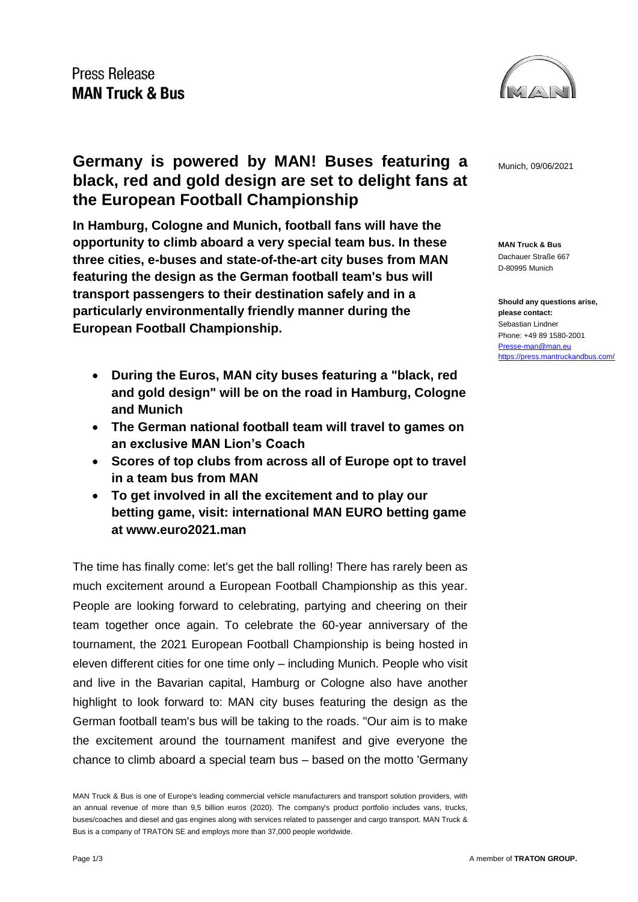Press Release
**MAN Truck & Bus**

# Germany is powered by MAN! Buses featuring a black, red and gold design are set to delight fans at the European Football Championship

Munich, 09/06/2021

**MAN Truck & Bus**
Dachauer Straße 667
D-80995 Munich

**Should any questions arise, please contact:**
Sebastian Lindner
Phone: +49 89 1580-2001
Presse-man@man.eu
https://press.mantruckandbus.com/

**In Hamburg, Cologne and Munich, football fans will have the opportunity to climb aboard a very special team bus. In these three cities, e-buses and state-of-the-art city buses from MAN featuring the design as the German football team's bus will transport passengers to their destination safely and in a particularly environmentally friendly manner during the European Football Championship.**

- **During the Euros, MAN city buses featuring a "black, red and gold design" will be on the road in Hamburg, Cologne and Munich**
- **The German national football team will travel to games on an exclusive MAN Lion's Coach**
- **Scores of top clubs from across all of Europe opt to travel in a team bus from MAN**
- **To get involved in all the excitement and to play our betting game, visit: international MAN EURO betting game at www.euro2021.man**

The time has finally come: let's get the ball rolling! There has rarely been as much excitement around a European Football Championship as this year. People are looking forward to celebrating, partying and cheering on their team together once again. To celebrate the 60-year anniversary of the tournament, the 2021 European Football Championship is being hosted in eleven different cities for one time only – including Munich. People who visit and live in the Bavarian capital, Hamburg or Cologne also have another highlight to look forward to: MAN city buses featuring the design as the German football team's bus will be taking to the roads. "Our aim is to make the excitement around the tournament manifest and give everyone the chance to climb aboard a special team bus – based on the motto 'Germany

MAN Truck & Bus is one of Europe's leading commercial vehicle manufacturers and transport solution providers, with an annual revenue of more than 9,5 billion euros (2020). The company's product portfolio includes vans, trucks, buses/coaches and diesel and gas engines along with services related to passenger and cargo transport. MAN Truck & Bus is a company of TRATON SE and employs more than 37,000 people worldwide.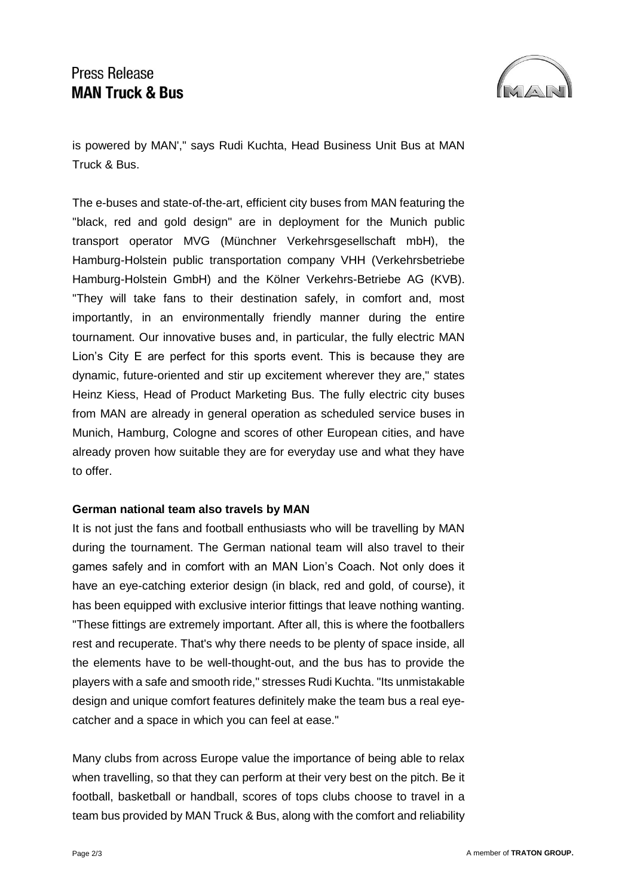is powered by MAN'," says Rudi Kuchta, Head Business Unit Bus at MAN Truck & Bus.

The e-buses and state-of-the-art, efficient city buses from MAN featuring the "black, red and gold design" are in deployment for the Munich public transport operator MVG (Münchner Verkehrsgesellschaft mbH), the Hamburg-Holstein public transportation company VHH (Verkehrsbetriebe Hamburg-Holstein GmbH) and the Kölner Verkehrs-Betriebe AG (KVB). "They will take fans to their destination safely, in comfort and, most importantly, in an environmentally friendly manner during the entire tournament. Our innovative buses and, in particular, the fully electric MAN Lion’s City E are perfect for this sports event. This is because they are dynamic, future-oriented and stir up excitement wherever they are," states Heinz Kiess, Head of Product Marketing Bus. The fully electric city buses from MAN are already in general operation as scheduled service buses in Munich, Hamburg, Cologne and scores of other European cities, and have already proven how suitable they are for everyday use and what they have to offer.

**German national team also travels by MAN**

It is not just the fans and football enthusiasts who will be travelling by MAN during the tournament. The German national team will also travel to their games safely and in comfort with an MAN Lion’s Coach. Not only does it have an eye-catching exterior design (in black, red and gold, of course), it has been equipped with exclusive interior fittings that leave nothing wanting. "These fittings are extremely important. After all, this is where the footballers rest and recuperate. That's why there needs to be plenty of space inside, all the elements have to be well-thought-out, and the bus has to provide the players with a safe and smooth ride," stresses Rudi Kuchta. "Its unmistakable design and unique comfort features definitely make the team bus a real eye-catcher and a space in which you can feel at ease."

Many clubs from across Europe value the importance of being able to relax when travelling, so that they can perform at their very best on the pitch. Be it football, basketball or handball, scores of tops clubs choose to travel in a team bus provided by MAN Truck & Bus, along with the comfort and reliability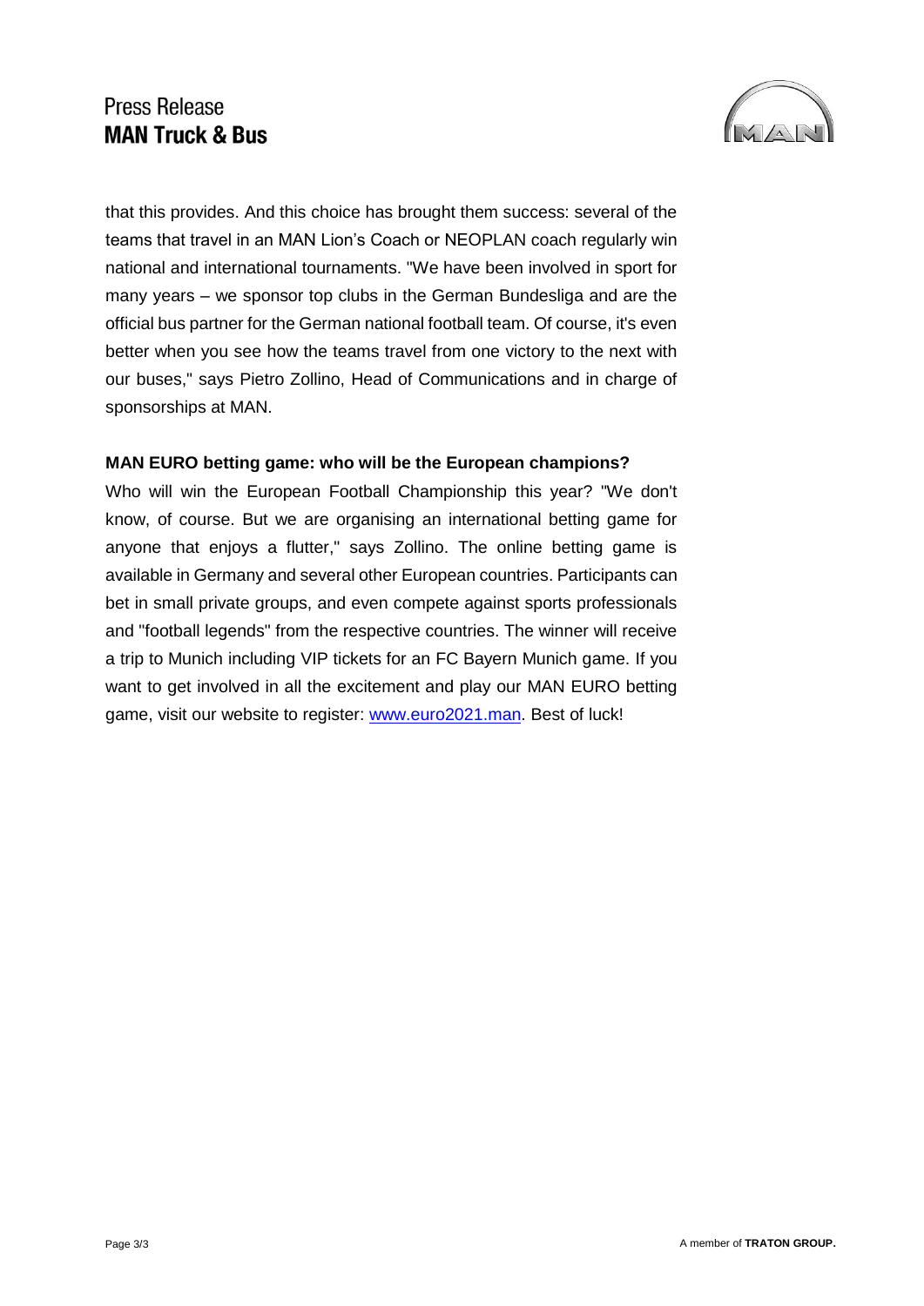that this provides. And this choice has brought them success: several of the teams that travel in an MAN Lion's Coach or NEOPLAN coach regularly win national and international tournaments. "We have been involved in sport for many years – we sponsor top clubs in the German Bundesliga and are the official bus partner for the German national football team. Of course, it's even better when you see how the teams travel from one victory to the next with our buses," says Pietro Zollino, Head of Communications and in charge of sponsorships at MAN.

**MAN EURO betting game: who will be the European champions?**

Who will win the European Football Championship this year? "We don't know, of course. But we are organising an international betting game for anyone that enjoys a flutter," says Zollino. The online betting game is available in Germany and several other European countries. Participants can bet in small private groups, and even compete against sports professionals and "football legends" from the respective countries. The winner will receive a trip to Munich including VIP tickets for an FC Bayern Munich game. If you want to get involved in all the excitement and play our MAN EURO betting game, visit our website to register: www.euro2021.man. Best of luck!